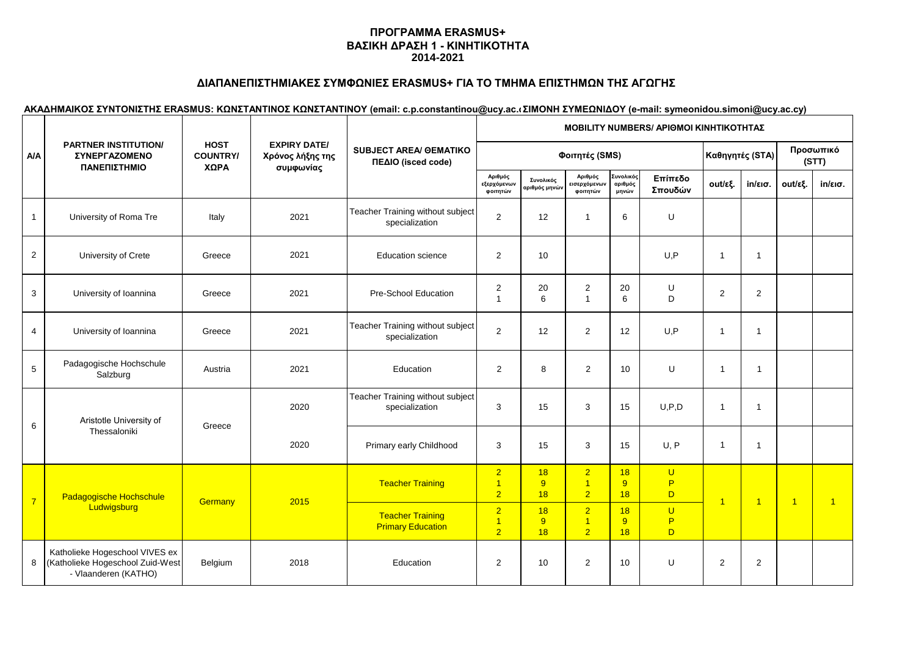**ΠΡΟΓΡΑΜΜΑ ERASMUS+**
**ΒΑΣΙΚΗ ΔΡΑΣΗ 1 - ΚΙΝΗΤΙΚΟΤΗΤΑ**
**2014-2021**

## ΔΙΑΠΑΝΕΠΙΣΤΗΜΙΑΚΕΣ ΣΥΜΦΩΝΙΕΣ ERASMUS+ ΓΙΑ ΤΟ ΤΜΗΜΑ ΕΠΙΣΤΗΜΩΝ ΤΗΣ ΑΓΩΓΗΣ

**ΑΚΑΔΗΜΑΙΚΟΣ ΣΥΝΤΟΝΙΣΤΗΣ ERASMUS: ΚΩΝΣΤΑΝΤΙΝΟΣ ΚΩΝΣΤΑΝΤΙΝΟΥ (email: c.p.constantinou@ucy.ac.cy) ΣΙΜΟΝΗ ΣΥΜΕΩΝΙΔΟΥ (e-mail: symeonidou.simoni@ucy.ac.cy)**

| A/A | PARTNER INSTITUTION/ ΣΥΝΕΡΓΑΖΟΜΕΝΟ ΠΑΝΕΠΙΣΤΗΜΙΟ | HOST COUNTRY/ ΧΩΡΑ | EXPIRY DATE/ Χρόνος λήξης της συμφωνίας | SUBJECT AREA/ ΘΕΜΑΤΙΚΟ ΠΕΔΙΟ (isced code) | MOBILITY NUMBERS/ ΑΡΙΘΜΟΙ ΚΙΝΗΤΙΚΟΤΗΤΑΣ | | | | | | | | |
|---|---|---|---|---|---|---|---|---|---|---|---|---|---|
| | | | | | Φοιτητές (SMS) | | | | | Καθηγητές (STA) | | Προσωπικό (STT) | |
| | | | | | Αριθμός εξερχόμενων φοιτητών | Συνολικός αριθμός μηνών | Αριθμός εισερχόμενων φοιτητών | Συνολικός αριθμός μηνών | Επίπεδο Σπουδών | out/εξ. | in/εισ. | out/εξ. | in/εισ. |
| 1 | University of Roma Tre | Italy | 2021 | Teacher Training without subject specialization | 2 | 12 | 1 | 6 | U | | | | |
| 2 | University of Crete | Greece | 2021 | Education science | 2 | 10 | | | U,P | 1 | 1 | | |
| 3 | University of Ioannina | Greece | 2021 | Pre-School Education | 2<br>1 | 20<br>6 | 2<br>1 | 20<br>6 | U<br>D | 2 | 2 | | |
| 4 | University of Ioannina | Greece | 2021 | Teacher Training without subject specialization | 2 | 12 | 2 | 12 | U,P | 1 | 1 | | |
| 5 | Padagogische Hochschule Salzburg | Austria | 2021 | Education | 2 | 8 | 2 | 10 | U | 1 | 1 | | |
| 6 | Aristotle University of Thessaloniki | Greece | 2020 | Teacher Training without subject specialization | 3 | 15 | 3 | 15 | U,P,D | 1 | 1 | | |
| | | | 2020 | Primary early Childhood | 3 | 15 | 3 | 15 | U, P | 1 | 1 | | |
| 7 | Padagogische Hochschule Ludwigsburg | Germany | 2015 | Teacher Training | 2<br>1<br>2 | 18<br>9<br>18 | 2<br>1<br>2 | 18<br>9<br>18 | U<br>P<br>D | 1 | 1 | 1 | 1 |
| | | | | Teacher Training Primary Education | 2<br>1<br>2 | 18<br>9<br>18 | 2<br>1<br>2 | 18<br>9<br>18 | U<br>P<br>D | | | | |
| 8 | Katholieke Hogeschool VIVES ex (Katholieke Hogeschool Zuid-West - Vlaanderen (KATHO) | Belgium | 2018 | Education | 2 | 10 | 2 | 10 | U | 2 | 2 | | |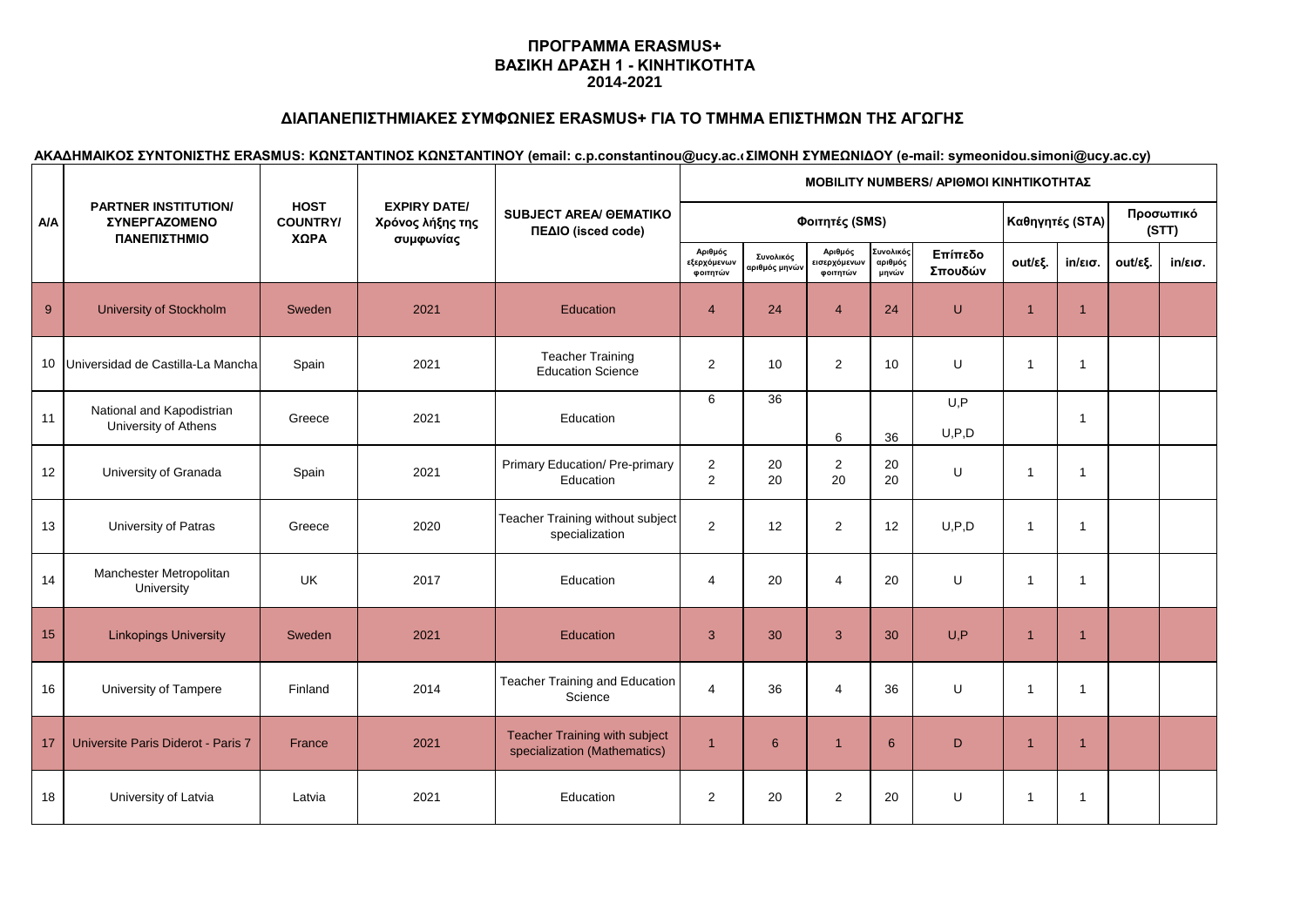**ΠΡΟΓΡΑΜΜΑ ERASMUS+**
**ΒΑΣΙΚΗ ΔΡΑΣΗ 1 - ΚΙΝΗΤΙΚΟΤΗΤΑ**
**2014-2021**

**ΔΙΑΠΑΝΕΠΙΣΤΗΜΙΑΚΕΣ ΣΥΜΦΩΝΙΕΣ ERASMUS+ ΓΙΑ ΤΟ ΤΜΗΜΑ ΕΠΙΣΤΗΜΩΝ ΤΗΣ ΑΓΩΓΗΣ**

**ΑΚΑΔΗΜΑΙΚΟΣ ΣΥΝΤΟΝΙΣΤΗΣ ERASMUS: ΚΩΝΣΤΑΝΤΙΝΟΣ ΚΩΝΣΤΑΝΤΙΝΟΥ (email: c.p.constantinou@ucy.ac.c ΣΙΜΟΝΗ ΣΥΜΕΩΝΙΔΟΥ (e-mail: symeonidou.simoni@ucy.ac.cy)**

| Α/Α | PARTNER INSTITUTION/ ΣΥΝΕΡΓΑΖΟΜΕΝΟ ΠΑΝΕΠΙΣΤΗΜΙΟ | HOST COUNTRY/ ΧΩΡΑ | EXPIRY DATE/ Χρόνος λήξης της συμφωνίας | SUBJECT AREA/ ΘΕΜΑΤΙΚΟ ΠΕΔΙΟ (isced code) | MOBILITY NUMBERS/ ΑΡΙΘΜΟΙ ΚΙΝΗΤΙΚΟΤΗΤΑΣ | | | | | | | | |
|---|---|---|---|---|---|---|---|---|---|---|---|---|---|
| | | | | | Φοιτητές (SMS) | | | | | Καθηγητές (STA) | | Προσωπικό (STT) | |
| | | | | | Αριθμός εξερχόμενων φοιτητών | Συνολικός αριθμός μηνών | Αριθμός εισερχόμενων φοιτητών | Συνολικός αριθμός μηνών | Επίπεδο Σπουδών | out/εξ. | in/εισ. | out/εξ. | in/εισ. |
| 9 | University of Stockholm | Sweden | 2021 | Education | 4 | 24 | 4 | 24 | U | 1 | 1 | | |
| 10 | Universidad de Castilla-La Mancha | Spain | 2021 | Teacher Training Education Science | 2 | 10 | 2 | 10 | U | 1 | 1 | | |
| 11 | National and Kapodistrian University of Athens | Greece | 2021 | Education | 6 | 36 | 6 | 36 | U,P U,P,D | | 1 | | |
| 12 | University of Granada | Spain | 2021 | Primary Education/ Pre-primary Education | 2 2 | 20 20 | 2 20 | 20 20 | U | 1 | 1 | | |
| 13 | University of Patras | Greece | 2020 | Teacher Training without subject specialization | 2 | 12 | 2 | 12 | U,P,D | 1 | 1 | | |
| 14 | Manchester Metropolitan University | UK | 2017 | Education | 4 | 20 | 4 | 20 | U | 1 | 1 | | |
| 15 | Linkopings University | Sweden | 2021 | Education | 3 | 30 | 3 | 30 | U,P | 1 | 1 | | |
| 16 | University of Tampere | Finland | 2014 | Teacher Training and Education Science | 4 | 36 | 4 | 36 | U | 1 | 1 | | |
| 17 | Universite Paris Diderot - Paris 7 | France | 2021 | Teacher Training with subject specialization (Mathematics) | 1 | 6 | 1 | 6 | D | 1 | 1 | | |
| 18 | University of Latvia | Latvia | 2021 | Education | 2 | 20 | 2 | 20 | U | 1 | 1 | | |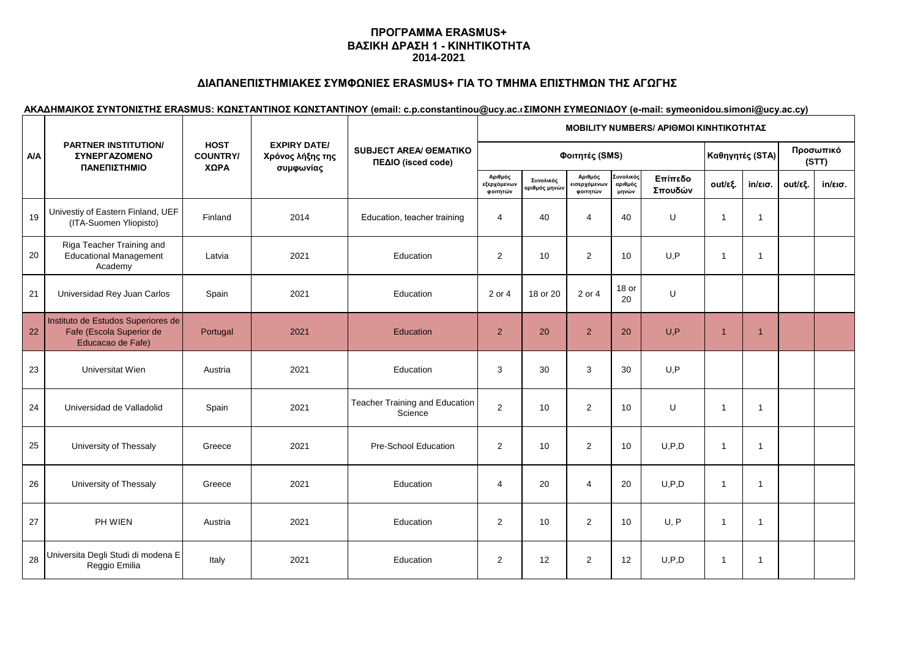**ΠΡΟΓΡΑΜΜΑ ERASMUS+**
**ΒΑΣΙΚΗ ΔΡΑΣΗ 1 - ΚΙΝΗΤΙΚΟΤΗΤΑ**
**2014-2021**

**ΔΙΑΠΑΝΕΠΙΣΤΗΜΙΑΚΕΣ ΣΥΜΦΩΝΙΕΣ ERASMUS+ ΓΙΑ ΤΟ ΤΜΗΜΑ ΕΠΙΣΤΗΜΩΝ ΤΗΣ ΑΓΩΓΗΣ**

**ΑΚΑΔΗΜΑΙΚΟΣ ΣΥΝΤΟΝΙΣΤΗΣ ERASMUS: ΚΩΝΣΤΑΝΤΙΝΟΣ ΚΩΝΣΤΑΝΤΙΝΟΥ (email: c.p.constantinou@ucy.ac.cy) ΣΙΜΟΝΗ ΣΥΜΕΩΝΙΔΟΥ (e-mail: symeonidou.simoni@ucy.ac.cy)**

| A/A | PARTNER INSTITUTION/ ΣΥΝΕΡΓΑΖΟΜΕΝΟ ΠΑΝΕΠΙΣΤΗΜΙΟ | HOST COUNTRY/ ΧΩΡΑ | EXPIRY DATE/ Χρόνος λήξης της συμφωνίας | SUBJECT AREA/ ΘΕΜΑΤΙΚΟ ΠΕΔΙΟ (isced code) | MOBILITY NUMBERS/ ΑΡΙΘΜΟΙ ΚΙΝΗΤΙΚΟΤΗΤΑΣ | | | | | | | | |
|---|---|---|---|---|---|---|---|---|---|---|---|---|---|
| | | | | | Φοιτητές (SMS) | | | | | Καθηγητές (STA) | | Προσωπικό (STT) | |
| | | | | | Αριθμός εξερχόμενων φοιτητών | Συνολικός αριθμός μηνών | Αριθμός εισερχόμενων φοιτητών | Συνολικός αριθμός μηνών | Επίπεδο Σπουδών | out/εξ. | in/εισ. | out/εξ. | in/εισ. |
| 19 | Univestiy of Eastern Finland, UEF (ITA-Suomen Yliopisto) | Finland | 2014 | Education, teacher training | 4 | 40 | 4 | 40 | U | 1 | 1 | | |
| 20 | Riga Teacher Training and Educational Management Academy | Latvia | 2021 | Education | 2 | 10 | 2 | 10 | U,P | 1 | 1 | | |
| 21 | Universidad Rey Juan Carlos | Spain | 2021 | Education | 2 or 4 | 18 or 20 | 2 or 4 | 18 or 20 | U | | | | |
| 22 | Instituto de Estudos Superiores de Fafe (Escola Superior de Educacao de Fafe) | Portugal | 2021 | Education | 2 | 20 | 2 | 20 | U,P | 1 | 1 | | |
| 23 | Universitat Wien | Austria | 2021 | Education | 3 | 30 | 3 | 30 | U,P | | | | |
| 24 | Universidad de Valladolid | Spain | 2021 | Teacher Training and Education Science | 2 | 10 | 2 | 10 | U | 1 | 1 | | |
| 25 | University of Thessaly | Greece | 2021 | Pre-School Education | 2 | 10 | 2 | 10 | U,P,D | 1 | 1 | | |
| 26 | University of Thessaly | Greece | 2021 | Education | 4 | 20 | 4 | 20 | U,P,D | 1 | 1 | | |
| 27 | PH WIEN | Austria | 2021 | Education | 2 | 10 | 2 | 10 | U, P | 1 | 1 | | |
| 28 | Universita Degli Studi di modena E Reggio Emilia | Italy | 2021 | Education | 2 | 12 | 2 | 12 | U,P,D | 1 | 1 | | |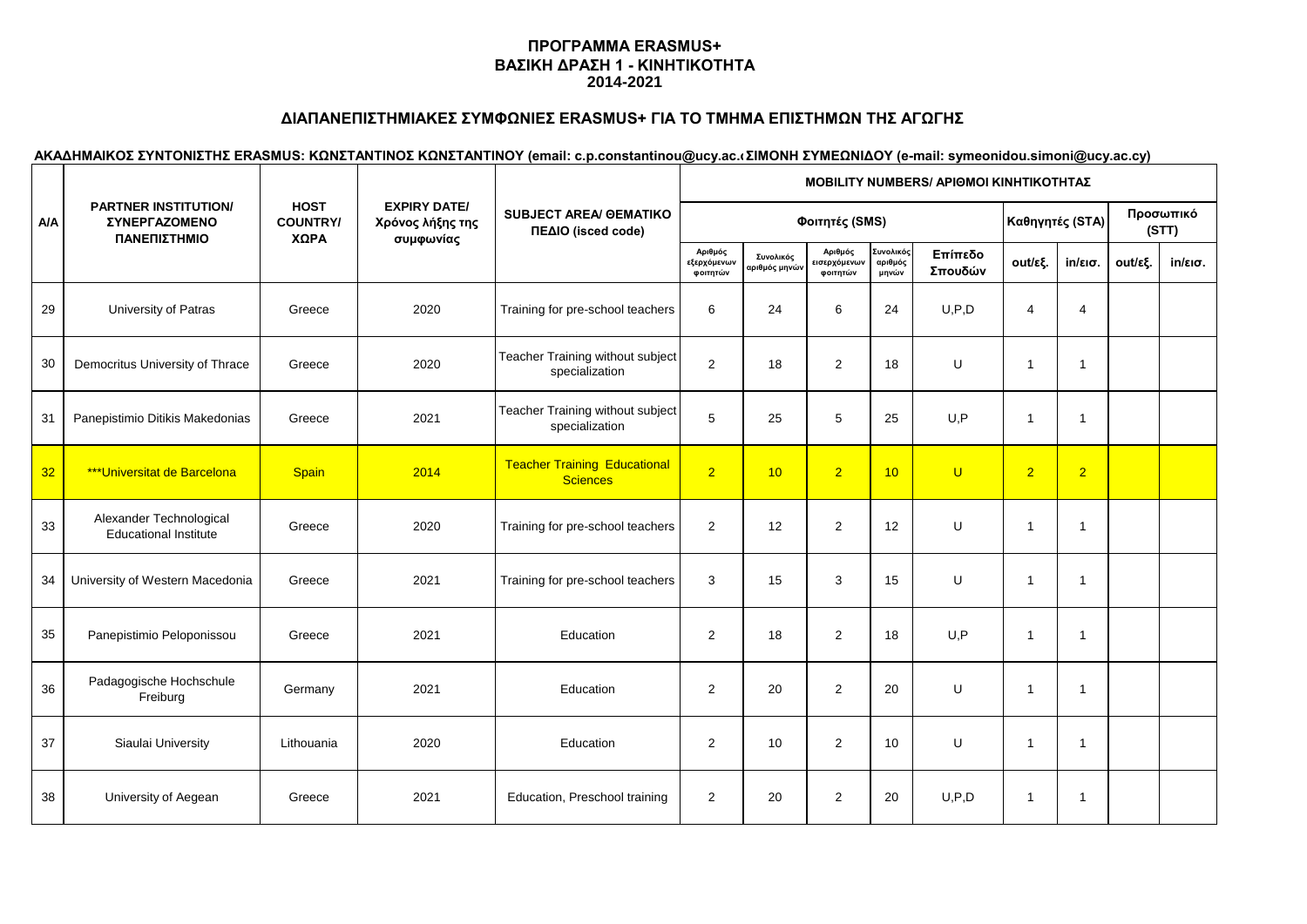# ΠΡΟΓΡΑΜΜΑ ERASMUS+
# ΒΑΣΙΚΗ ΔΡΑΣΗ 1 - ΚΙΝΗΤΙΚΟΤΗΤΑ
# 2014-2021

## ΔΙΑΠΑΝΕΠΙΣΤΗΜΙΑΚΕΣ ΣΥΜΦΩΝΙΕΣ ERASMUS+ ΓΙΑ ΤΟ ΤΜΗΜΑ ΕΠΙΣΤΗΜΩΝ ΤΗΣ ΑΓΩΓΗΣ

**ΑΚΑΔΗΜΑΙΚΟΣ ΣΥΝΤΟΝΙΣΤΗΣ ERASMUS: ΚΩΝΣΤΑΝΤΙΝΟΣ ΚΩΝΣΤΑΝΤΙΝΟΥ (email: c.p.constantinou@ucy.ac.cy) ΣΙΜΟΝΗ ΣΥΜΕΩΝΙΔΟΥ (e-mail: symeonidou.simoni@ucy.ac.cy)**

| A/A | PARTNER INSTITUTION/ ΣΥΝΕΡΓΑΖΟΜΕΝΟ ΠΑΝΕΠΙΣΤΗΜΙΟ | HOST COUNTRY/ ΧΩΡΑ | EXPIRY DATE/ Χρόνος λήξης της συμφωνίας | SUBJECT AREA/ ΘΕΜΑΤΙΚΟ ΠΕΔΙΟ (isced code) | MOBILITY NUMBERS/ ΑΡΙΘΜΟΙ ΚΙΝΗΤΙΚΟΤΗΤΑΣ | | | | | | | | |
|---|---|---|---|---|---|---|---|---|---|---|---|---|---|
| | | | | | Φοιτητές (SMS) | | | | | Καθηγητές (STA) | | Προσωπικό (STT) | |
| | | | | | Αριθμός εξερχόμενων φοιτητών | Συνολικός αριθμός μηνών | Αριθμός εισερχόμενων φοιτητών | Συνολικός αριθμός μηνών | Επίπεδο Σπουδών | out/εξ. | in/εισ. | out/εξ. | in/εισ. |
| 29 | University of Patras | Greece | 2020 | Training for pre-school teachers | 6 | 24 | 6 | 24 | U,P,D | 4 | 4 | | |
| 30 | Democritus University of Thrace | Greece | 2020 | Teacher Training without subject specialization | 2 | 18 | 2 | 18 | U | 1 | 1 | | |
| 31 | Panepistimio Ditikis Makedonias | Greece | 2021 | Teacher Training without subject specialization | 5 | 25 | 5 | 25 | U,P | 1 | 1 | | |
| 32 | ***Universitat de Barcelona | Spain | 2014 | Teacher Training Educational Sciences | 2 | 10 | 2 | 10 | U | 2 | 2 | | |
| 33 | Alexander Technological Educational Institute | Greece | 2020 | Training for pre-school teachers | 2 | 12 | 2 | 12 | U | 1 | 1 | | |
| 34 | University of Western Macedonia | Greece | 2021 | Training for pre-school teachers | 3 | 15 | 3 | 15 | U | 1 | 1 | | |
| 35 | Panepistimio Peloponissou | Greece | 2021 | Education | 2 | 18 | 2 | 18 | U,P | 1 | 1 | | |
| 36 | Padagogische Hochschule Freiburg | Germany | 2021 | Education | 2 | 20 | 2 | 20 | U | 1 | 1 | | |
| 37 | Siaulai University | Lithouania | 2020 | Education | 2 | 10 | 2 | 10 | U | 1 | 1 | | |
| 38 | University of Aegean | Greece | 2021 | Education, Preschool training | 2 | 20 | 2 | 20 | U,P,D | 1 | 1 | | |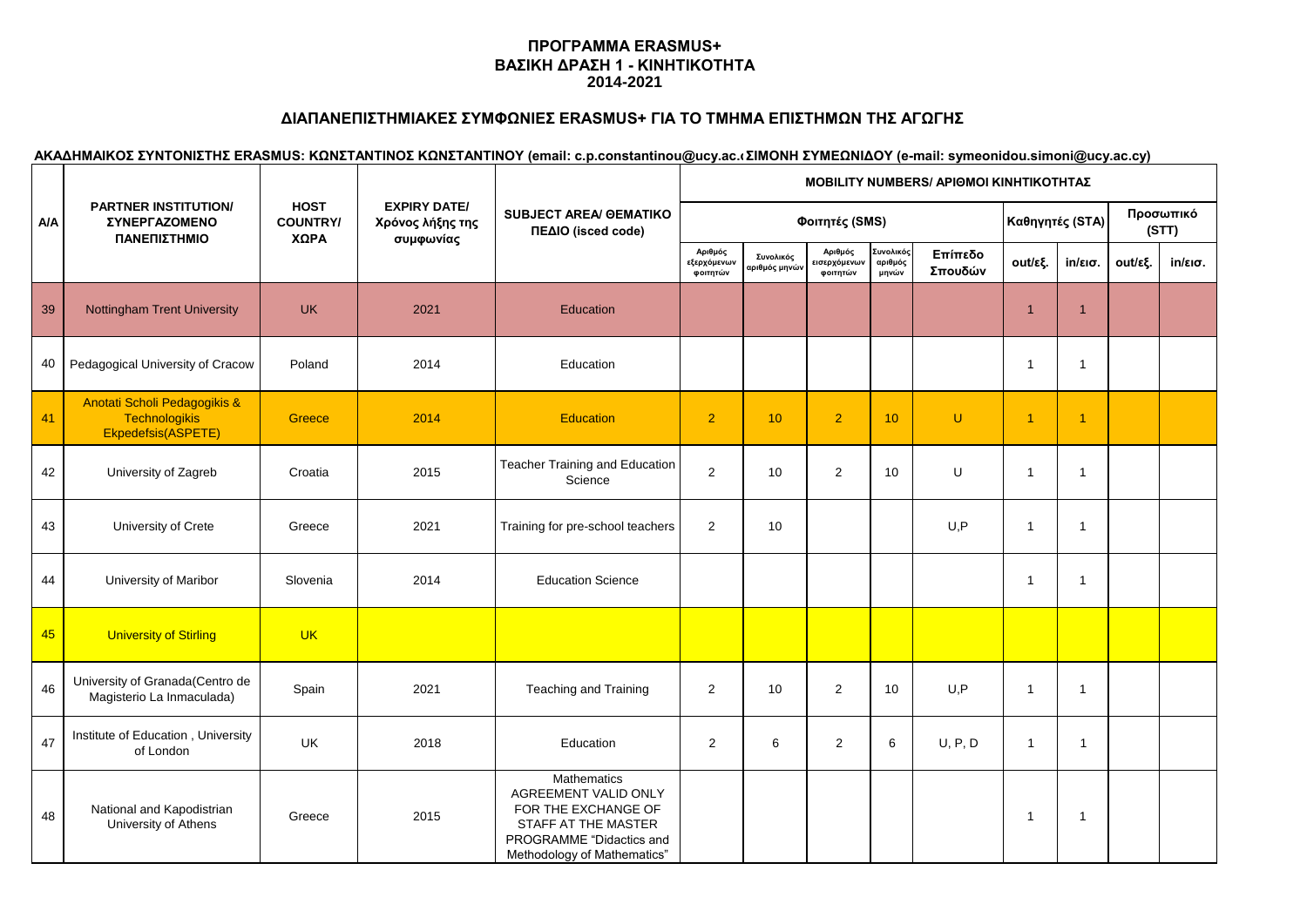# ΠΡΟΓΡΑΜΜΑ ERASMUS+
# ΒΑΣΙΚΗ ΔΡΑΣΗ 1 - ΚΙΝΗΤΙΚΟΤΗΤΑ
# 2014-2021

## ΔΙΑΠΑΝΕΠΙΣΤΗΜΙΑΚΕΣ ΣΥΜΦΩΝΙΕΣ ERASMUS+ ΓΙΑ ΤΟ ΤΜΗΜΑ ΕΠΙΣΤΗΜΩΝ ΤΗΣ ΑΓΩΓΗΣ

**ΑΚΑΔΗΜΑΙΚΟΣ ΣΥΝΤΟΝΙΣΤΗΣ ERASMUS: ΚΩΝΣΤΑΝΤΙΝΟΣ ΚΩΝΣΤΑΝΤΙΝΟΥ (email: c.p.constantinou@ucy.ac.cy) ΣΙΜΟΝΗ ΣΥΜΕΩΝΙΔΟΥ (e-mail: symeonidou.simoni@ucy.ac.cy)**

| Α/Α | PARTNER INSTITUTION/ ΣΥΝΕΡΓΑΖΟΜΕΝΟ ΠΑΝΕΠΙΣΤΗΜΙΟ | HOST COUNTRY/ ΧΩΡΑ | EXPIRY DATE/ Χρόνος λήξης της συμφωνίας | SUBJECT AREA/ ΘΕΜΑΤΙΚΟ ΠΕΔΙΟ (isced code) | MOBILITY NUMBERS/ ΑΡΙΘΜΟΙ ΚΙΝΗΤΙΚΟΤΗΤΑΣ | | | | | | | | |
|---|---|---|---|---|---|---|---|---|---|---|---|---|---|
| | | | | | Φοιτητές (SMS) | | | | | Καθηγητές (STA) | | Προσωπικό (STT) | |
| | | | | | Αριθμός εξερχόμενων φοιτητών | Συνολικός αριθμός μηνών | Αριθμός εισερχόμενων φοιτητών | Συνολικός αριθμός μηνών | Επίπεδο Σπουδών | out/εξ. | in/εισ. | out/εξ. | in/εισ. |
| 39 | Nottingham Trent University | UK | 2021 | Education | | | | | | 1 | 1 | | |
| 40 | Pedagogical University of Cracow | Poland | 2014 | Education | | | | | | 1 | 1 | | |
| 41 | Anotati Scholi Pedagogikis & Technologikis Ekpedefsis(ASPETE) | Greece | 2014 | Education | 2 | 10 | 2 | 10 | U | 1 | 1 | | |
| 42 | University of Zagreb | Croatia | 2015 | Teacher Training and Education Science | 2 | 10 | 2 | 10 | U | 1 | 1 | | |
| 43 | University of Crete | Greece | 2021 | Training for pre-school teachers | 2 | 10 | | | U,P | 1 | 1 | | |
| 44 | University of Maribor | Slovenia | 2014 | Education Science | | | | | | 1 | 1 | | |
| 45 | University of Stirling | UK | | | | | | | | | | | |
| 46 | University of Granada(Centro de Magisterio La Inmaculada) | Spain | 2021 | Teaching and Training | 2 | 10 | 2 | 10 | U,P | 1 | 1 | | |
| 47 | Institute of Education , University of London | UK | 2018 | Education | 2 | 6 | 2 | 6 | U, P, D | 1 | 1 | | |
| 48 | National and Kapodistrian University of Athens | Greece | 2015 | Mathematics AGREEMENT VALID ONLY FOR THE EXCHANGE OF STAFF AT THE MASTER PROGRAMME "Didactics and Methodology of Mathematics" | | | | | | 1 | 1 | | |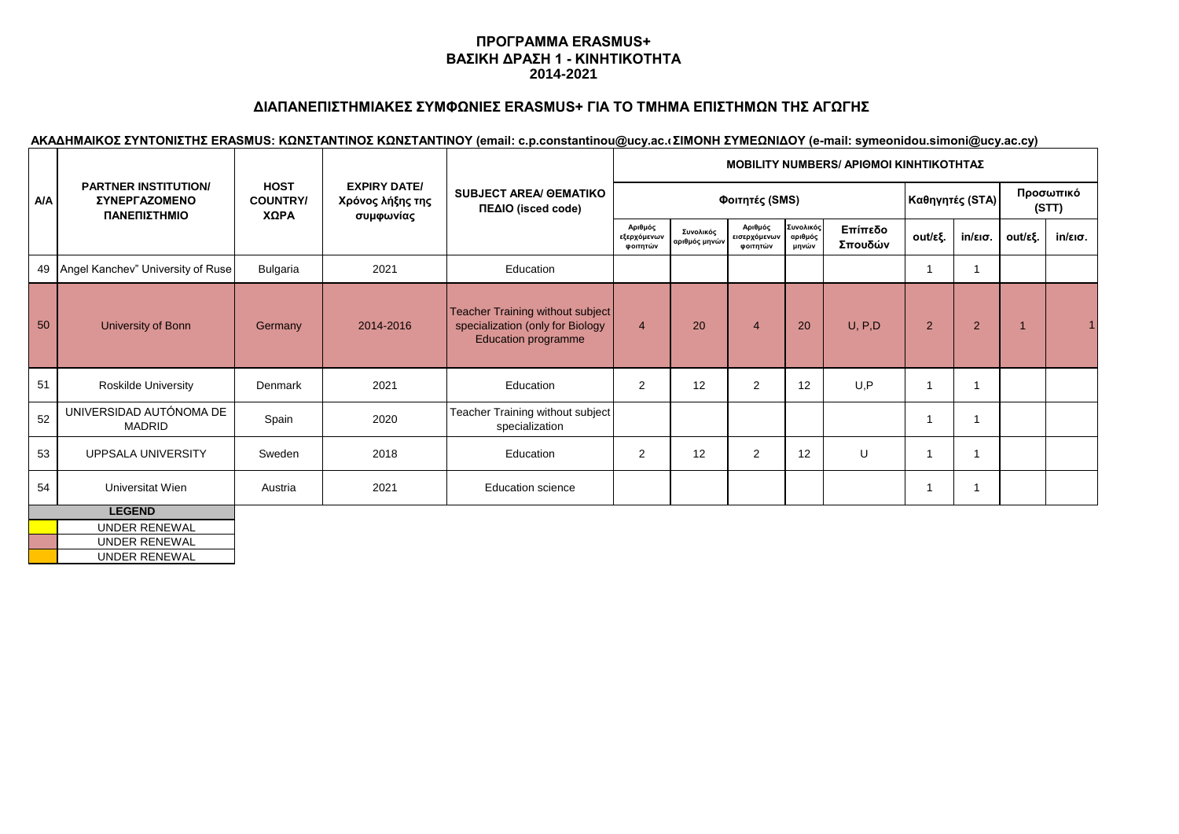**ΠΡΟΓΡΑΜΜΑ ERASMUS+**
**ΒΑΣΙΚΗ ΔΡΑΣΗ 1 - ΚΙΝΗΤΙΚΟΤΗΤΑ**
**2014-2021**

## ΔΙΑΠΑΝΕΠΙΣΤΗΜΙΑΚΕΣ ΣΥΜΦΩΝΙΕΣ ERASMUS+ ΓΙΑ ΤΟ ΤΜΗΜΑ ΕΠΙΣΤΗΜΩΝ ΤΗΣ ΑΓΩΓΗΣ

**ΑΚΑΔΗΜΑΙΚΟΣ ΣΥΝΤΟΝΙΣΤΗΣ ERASMUS: ΚΩΝΣΤΑΝΤΙΝΟΣ ΚΩΝΣΤΑΝΤΙΝΟΥ (email: c.p.constantinou@ucy.ac.cy) ΣΙΜΟΝΗ ΣΥΜΕΩΝΙΔΟΥ (e-mail: symeonidou.simoni@ucy.ac.cy)**

| Α/Α | PARTNER INSTITUTION/ ΣΥΝΕΡΓΑΖΟΜΕΝΟ ΠΑΝΕΠΙΣΤΗΜΙΟ | HOST COUNTRY/ ΧΩΡΑ | EXPIRY DATE/ Χρόνος λήξης της συμφωνίας | SUBJECT AREA/ ΘΕΜΑΤΙΚΟ ΠΕΔΙΟ (isced code) | MOBILITY NUMBERS/ ΑΡΙΘΜΟΙ ΚΙΝΗΤΙΚΟΤΗΤΑΣ | | | | | | | | |
|---|---|---|---|---|---|---|---|---|---|---|---|---|---|
| | | | | | Φοιτητές (SMS) | | | | | Καθηγητές (STA) | | Προσωπικό (STT) | |
| | | | | | Αριθμός εξερχόμενων φοιτητών | Συνολικός αριθμός μηνών | Αριθμός εισερχόμενων φοιτητών | Συνολικός αριθμός μηνών | Επίπεδο Σπουδών | out/εξ. | in/εισ. | out/εξ. | in/εισ. |
| 49 | Angel Kanchev" University of Ruse | Bulgaria | 2021 | Education | | | | | | 1 | 1 | | |
| 50 | University of Bonn | Germany | 2014-2016 | Teacher Training without subject specialization (only for Biology Education programme | 4 | 20 | 4 | 20 | U, P,D | 2 | 2 | 1 | 1 |
| 51 | Roskilde University | Denmark | 2021 | Education | 2 | 12 | 2 | 12 | U,P | 1 | 1 | | |
| 52 | UNIVERSIDAD AUTÓNOMA DE MADRID | Spain | 2020 | Teacher Training without subject specialization | | | | | | 1 | 1 | | |
| 53 | UPPSALA UNIVERSITY | Sweden | 2018 | Education | 2 | 12 | 2 | 12 | U | 1 | 1 | | |
| 54 | Universitat Wien | Austria | 2021 | Education science | | | | | | 1 | 1 | | |

**LEGEND**

- UNDER RENEWAL
- UNDER RENEWAL
- UNDER RENEWAL